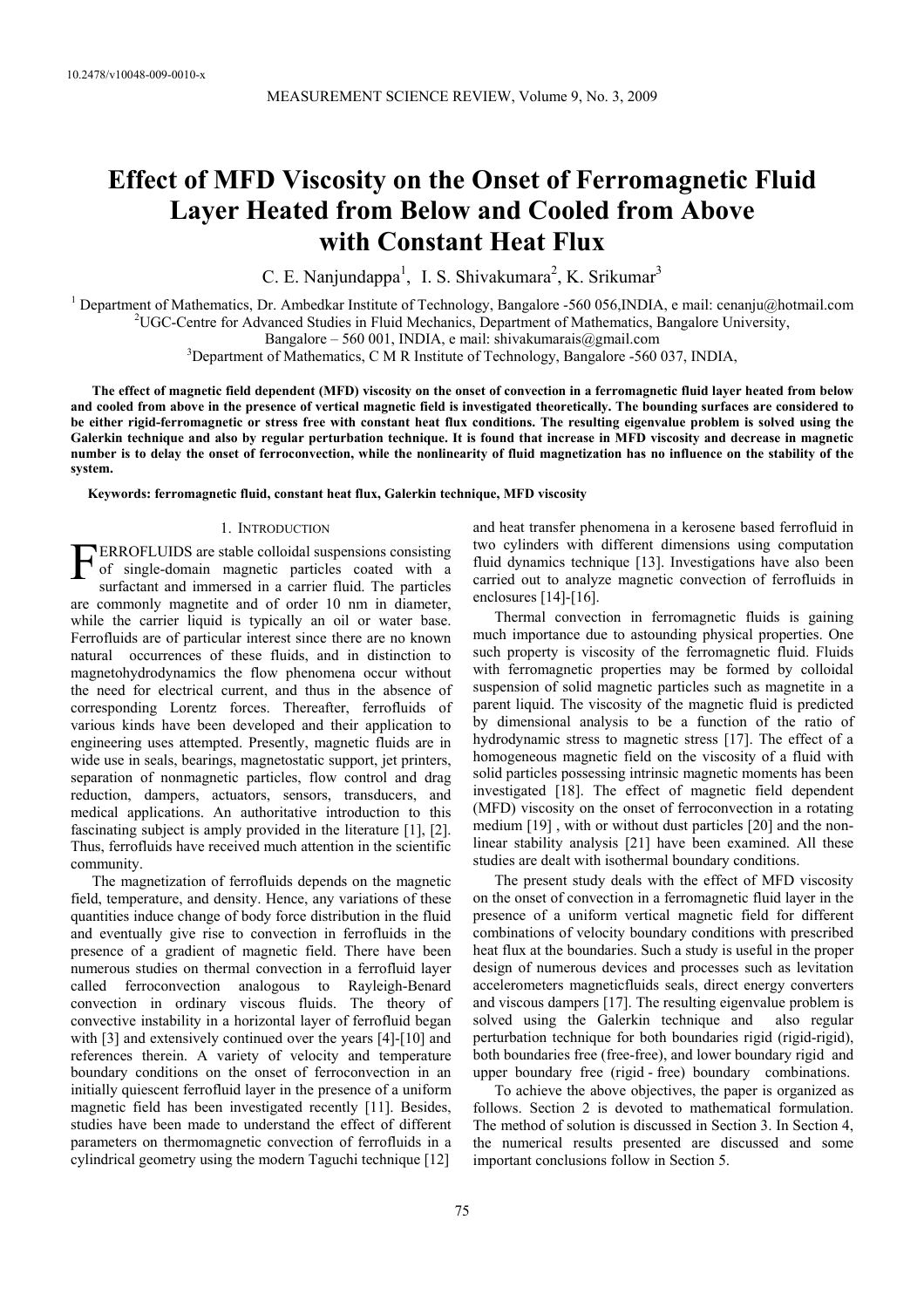10.2478/v10048-009-0010-x

# Effect of MFD Viscosity on the Onset of Ferromagnetic Fluid Layer Heated from Below and Cooled from Above with Constant Heat Flux

C. E. Nanjundappa[1], I. S. Shivakumara[2], K. Srikumar[3]

[1] Department of Mathematics, Dr. Ambedkar Institute of Technology, Bangalore -560 056,INDIA, e mail: cenanju@hotmail.com
[2] UGC-Centre for Advanced Studies in Fluid Mechanics, Department of Mathematics, Bangalore University, Bangalore – 560 001, INDIA, e mail: shivakumarais@gmail.com
[3] Department of Mathematics, C M R Institute of Technology, Bangalore -560 037, INDIA,

**The effect of magnetic field dependent (MFD) viscosity on the onset of convection in a ferromagnetic fluid layer heated from below and cooled from above in the presence of vertical magnetic field is investigated theoretically. The bounding surfaces are considered to be either rigid-ferromagnetic or stress free with constant heat flux conditions. The resulting eigenvalue problem is solved using the Galerkin technique and also by regular perturbation technique. It is found that increase in MFD viscosity and decrease in magnetic number is to delay the onset of ferroconvection, while the nonlinearity of fluid magnetization has no influence on the stability of the system.**

**Keywords: ferromagnetic fluid, constant heat flux, Galerkin technique, MFD viscosity**

## 1. Introduction

FERROFLUIDS are stable colloidal suspensions consisting of single-domain magnetic particles coated with a surfactant and immersed in a carrier fluid. The particles are commonly magnetite and of order 10 nm in diameter, while the carrier liquid is typically an oil or water base. Ferrofluids are of particular interest since there are no known natural occurrences of these fluids, and in distinction to magnetohydrodynamics the flow phenomena occur without the need for electrical current, and thus in the absence of corresponding Lorentz forces. Thereafter, ferrofluids of various kinds have been developed and their application to engineering uses attempted. Presently, magnetic fluids are in wide use in seals, bearings, magnetostatic support, jet printers, separation of nonmagnetic particles, flow control and drag reduction, dampers, actuators, sensors, transducers, and medical applications. An authoritative introduction to this fascinating subject is amply provided in the literature [1], [2]. Thus, ferrofluids have received much attention in the scientific community.

The magnetization of ferrofluids depends on the magnetic field, temperature, and density. Hence, any variations of these quantities induce change of body force distribution in the fluid and eventually give rise to convection in ferrofluids in the presence of a gradient of magnetic field. There have been numerous studies on thermal convection in a ferrofluid layer called ferroconvection analogous to Rayleigh-Benard convection in ordinary viscous fluids. The theory of convective instability in a horizontal layer of ferrofluid began with [3] and extensively continued over the years [4]-[10] and references therein. A variety of velocity and temperature boundary conditions on the onset of ferroconvection in an initially quiescent ferrofluid layer in the presence of a uniform magnetic field has been investigated recently [11]. Besides, studies have been made to understand the effect of different parameters on thermomagnetic convection of ferrofluids in a cylindrical geometry using the modern Taguchi technique [12] and heat transfer phenomena in a kerosene based ferrofluid in two cylinders with different dimensions using computation fluid dynamics technique [13]. Investigations have also been carried out to analyze magnetic convection of ferrofluids in enclosures [14]-[16].

Thermal convection in ferromagnetic fluids is gaining much importance due to astounding physical properties. One such property is viscosity of the ferromagnetic fluid. Fluids with ferromagnetic properties may be formed by colloidal suspension of solid magnetic particles such as magnetite in a parent liquid. The viscosity of the magnetic fluid is predicted by dimensional analysis to be a function of the ratio of hydrodynamic stress to magnetic stress [17]. The effect of a homogeneous magnetic field on the viscosity of a fluid with solid particles possessing intrinsic magnetic moments has been investigated [18]. The effect of magnetic field dependent (MFD) viscosity on the onset of ferroconvection in a rotating medium [19] , with or without dust particles [20] and the non-linear stability analysis [21] have been examined. All these studies are dealt with isothermal boundary conditions.

The present study deals with the effect of MFD viscosity on the onset of convection in a ferromagnetic fluid layer in the presence of a uniform vertical magnetic field for different combinations of velocity boundary conditions with prescribed heat flux at the boundaries. Such a study is useful in the proper design of numerous devices and processes such as levitation accelerometers magneticfluids seals, direct energy converters and viscous dampers [17]. The resulting eigenvalue problem is solved using the Galerkin technique and also regular perturbation technique for both boundaries rigid (rigid-rigid), both boundaries free (free-free), and lower boundary rigid and upper boundary free (rigid - free) boundary combinations.

To achieve the above objectives, the paper is organized as follows. Section 2 is devoted to mathematical formulation. The method of solution is discussed in Section 3. In Section 4, the numerical results presented are discussed and some important conclusions follow in Section 5.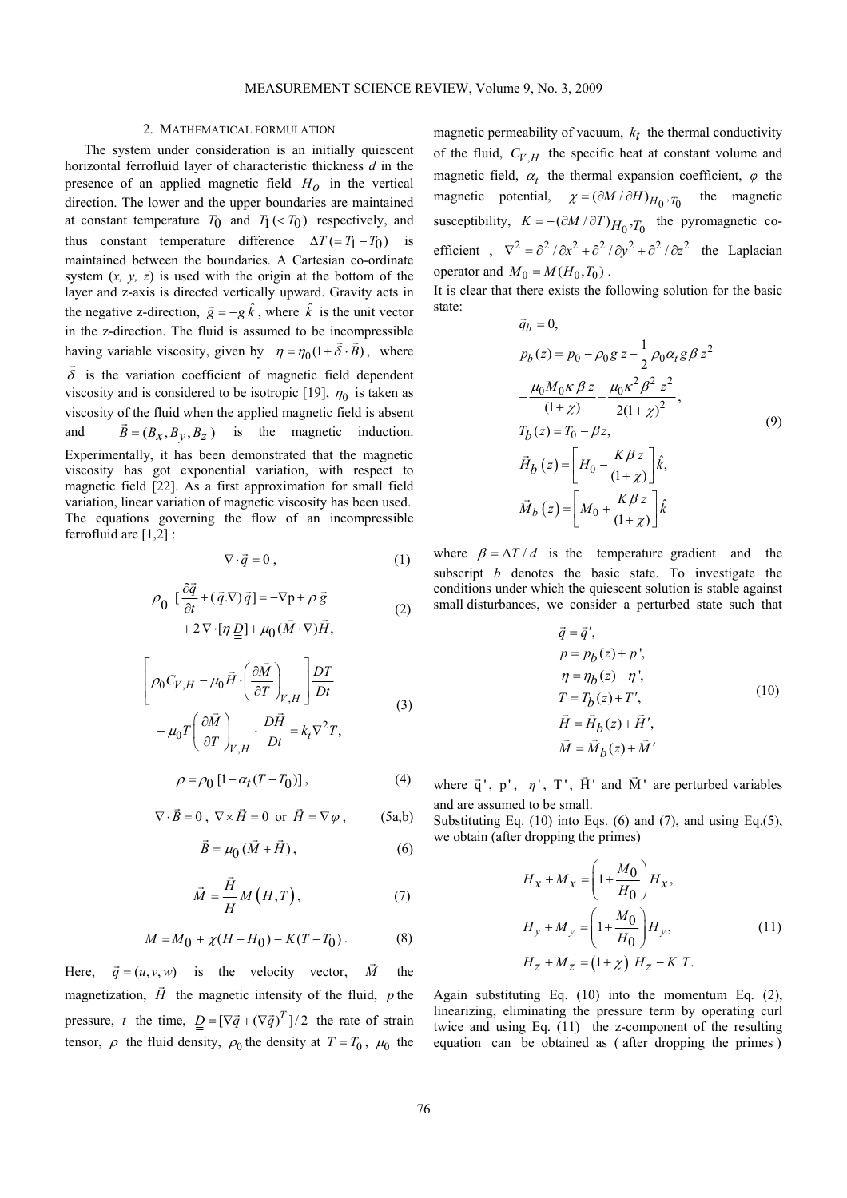## 2. Mathematical formulation

The system under consideration is an initially quiescent horizontal ferrofluid layer of characteristic thickness $d$ in the presence of an applied magnetic field $H_O$ in the vertical direction. The lower and the upper boundaries are maintained at constant temperature $T_0$ and $T_1 (< T_0)$ respectively, and thus constant temperature difference $\Delta T (= T_1 - T_0)$ is maintained between the boundaries. A Cartesian co-ordinate system $(x, y, z)$ is used with the origin at the bottom of the layer and z-axis is directed vertically upward. Gravity acts in the negative z-direction, $\vec{g} = -g\hat{k}$, where $\hat{k}$ is the unit vector in the z-direction. The fluid is assumed to be incompressible having variable viscosity, given by $\eta = \eta_0 (1 + \vec{\delta} \cdot \vec{B})$, where $\vec{\delta}$ is the variation coefficient of magnetic field dependent viscosity and is considered to be isotropic [19], $\eta_0$ is taken as viscosity of the fluid when the applied magnetic field is absent and $\vec{B} = (B_x, B_y, B_z)$ is the magnetic induction. Experimentally, it has been demonstrated that the magnetic viscosity has got exponential variation, with respect to magnetic field [22]. As a first approximation for small field variation, linear variation of magnetic viscosity has been used. The equations governing the flow of an incompressible ferrofluid are [1,2] :

$$\nabla \cdot \vec{q} = 0 \,, \tag{1}$$

$$\rho_0 \left[ \frac{\partial \vec{q}}{\partial t} + (\vec{q} . \nabla) \vec{q} \right] = -\nabla \mathrm{p} + \rho \vec{g} + 2 \nabla \cdot [\eta \underline{\underline{D}}] + \mu_0 (\vec{M} \cdot \nabla) \vec{H}, \tag{2}$$

$$\left[ \rho_0 C_{V,H} - \mu_0 \vec{H} \cdot \left( \frac{\partial \vec{M}}{\partial T} \right)_{V,H} \right] \frac{DT}{Dt} + \mu_0 T \left( \frac{\partial \vec{M}}{\partial T} \right)_{V,H} \cdot \frac{D\vec{H}}{Dt} = k_t \nabla^2 T, \tag{3}$$

$$\rho = \rho_0 \left[ 1 - \alpha_t (T - T_0) \right], \tag{4}$$

$$\nabla \cdot \vec{B} = 0 \,, \ \nabla \times \vec{H} = 0 \ \text{ or } \ \vec{H} = \nabla \varphi \,, \tag{5a,b}$$

$$\vec{B} = \mu_0 (\vec{M} + \vec{H}), \tag{6}$$

$$\vec{M} = \frac{\vec{H}}{H} M\left(H, T\right), \tag{7}$$

$$M = M_0 + \chi (H - H_0) - K (T - T_0) \,. \tag{8}$$

Here, $\vec{q} = (u, v, w)$ is the velocity vector, $\vec{M}$ the magnetization, $\vec{H}$ the magnetic intensity of the fluid, $p$ the pressure, $t$ the time, $\underline{\underline{D}} = [\nabla \vec{q} + (\nabla \vec{q})^T]/2$ the rate of strain tensor, $\rho$ the fluid density, $\rho_0$ the density at $T = T_0$, $\mu_0$ the magnetic permeability of vacuum, $k_t$ the thermal conductivity of the fluid, $C_{V,H}$ the specific heat at constant volume and magnetic field, $\alpha_t$ the thermal expansion coefficient, $\varphi$ the magnetic potential, $\chi = (\partial M / \partial H)_{H_0, T_0}$ the magnetic susceptibility, $K = -(\partial M / \partial T)_{H_0, T_0}$ the pyromagnetic co-efficient , $\nabla^2 = \partial^2 / \partial x^2 + \partial^2 / \partial y^2 + \partial^2 / \partial z^2$ the Laplacian operator and $M_0 = M(H_0, T_0)$.

It is clear that there exists the following solution for the basic state:

$$
\begin{aligned}
&\vec{q}_b = 0, \\
&p_b(z) = p_0 - \rho_0 g\, z - \frac{1}{2} \rho_0 \alpha_t g \beta\, z^2 - \frac{\mu_0 M_0 \kappa\, \beta\, z}{(1+\chi)} - \frac{\mu_0 \kappa^2 \beta^2\, z^2}{2(1+\chi)^2}, \\
&T_b(z) = T_0 - \beta z, \\
&\vec{H}_b\left(z\right) = \left[ H_0 - \frac{K \beta\, z}{(1+\chi)} \right] \hat{k}, \\
&\vec{M}_b\left(z\right) = \left[ M_0 + \frac{K \beta\, z}{(1+\chi)} \right] \hat{k}
\end{aligned}
\tag{9}
$$

where $\beta = \Delta T / d$ is the temperature gradient and the subscript $b$ denotes the basic state. To investigate the conditions under which the quiescent solution is stable against small disturbances, we consider a perturbed state such that

$$
\begin{aligned}
&\vec{q} = \vec{q}\,', \\
&p = p_b(z) + p\,', \\
&\eta = \eta_b(z) + \eta\,', \\
&T = T_b(z) + T', \\
&\vec{H} = \vec{H}_b(z) + \vec{H}\,', \\
&\vec{M} = \vec{M}_b(z) + \vec{M}\,'
\end{aligned}
\tag{10}
$$

where $\vec{\mathrm{q}}\,'$, $\mathrm{p}\,'$, $\eta\,'$, $\mathrm{T}\,'$, $\vec{\mathrm{H}}\,'$ and $\vec{\mathrm{M}}\,'$ are perturbed variables and are assumed to be small.

Substituting Eq. (10) into Eqs. (6) and (7), and using Eq.(5), we obtain (after dropping the primes)

$$
\begin{aligned}
&H_x + M_x = \left( 1 + \frac{M_0}{H_0} \right) H_x, \\
&H_y + M_y = \left( 1 + \frac{M_0}{H_0} \right) H_y, \\
&H_z + M_z = \left( 1 + \chi \right)\, H_z - K\, T.
\end{aligned}
\tag{11}
$$

Again substituting Eq. (10) into the momentum Eq. (2), linearizing, eliminating the pressure term by operating curl twice and using Eq. (11) the z-component of the resulting equation can be obtained as ( after dropping the primes )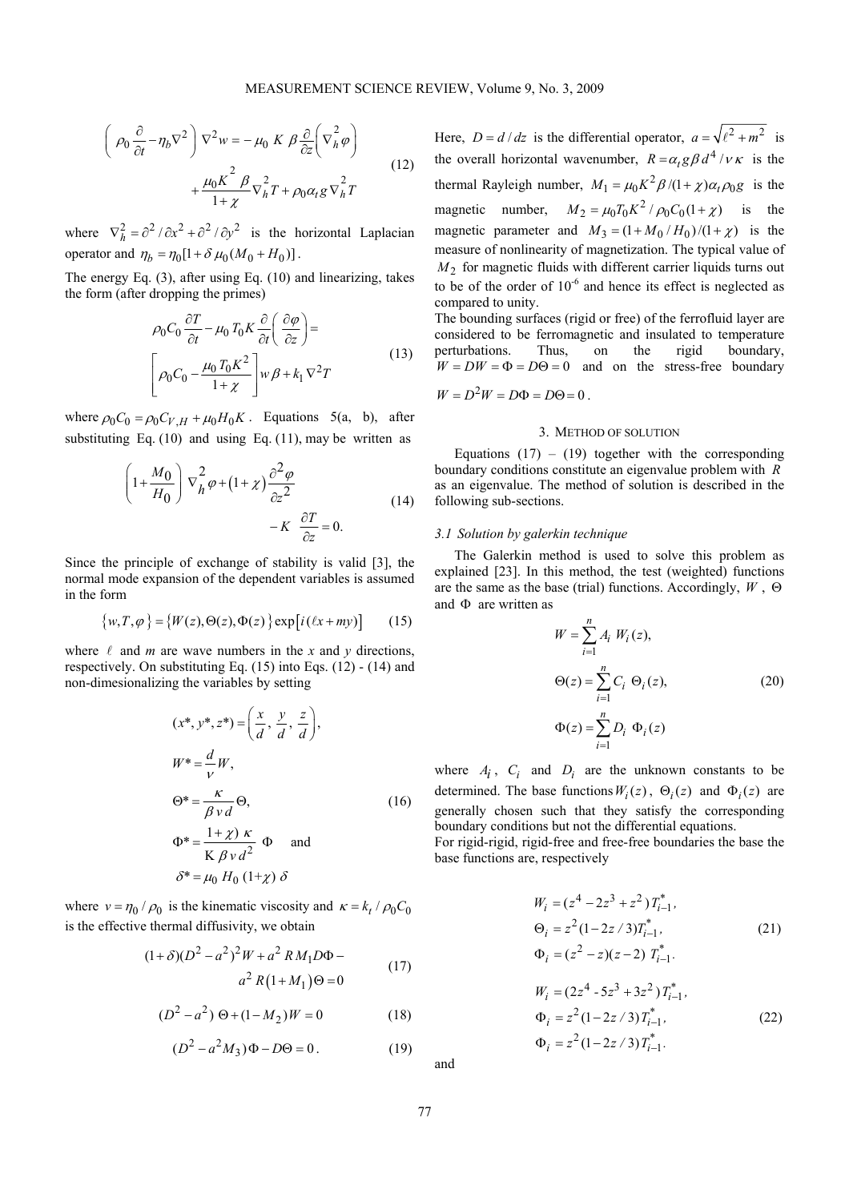$$\left( \rho_0 \frac{\partial}{\partial t} - \eta_b \nabla^2 \right) \nabla^2 w = -\mu_0 \, K \, \beta \frac{\partial}{\partial z}\left( \nabla_h^2 \varphi \right) + \frac{\mu_0 K^2 \, \beta}{1+\chi} \nabla_h^2 T + \rho_0 \alpha_t g \nabla_h^2 T \tag{12}$$

where $\nabla_h^2 = \partial^2 / \partial x^2 + \partial^2 / \partial y^2$ is the horizontal Laplacian operator and $\eta_b = \eta_0 [1 + \delta \, \mu_0 (M_0 + H_0)]$.

The energy Eq. (3), after using Eq. (10) and linearizing, takes the form (after dropping the primes)

$$\rho_0 C_0 \frac{\partial T}{\partial t} - \mu_0 \, T_0 K \frac{\partial}{\partial t}\left( \frac{\partial \varphi}{\partial z} \right) = \left[ \rho_0 C_0 - \frac{\mu_0 \, T_0 K^2}{1+\chi} \right] w \, \beta + k_1 \nabla^2 T \tag{13}$$

where $\rho_0 C_0 = \rho_0 C_{V,H} + \mu_0 H_0 K$. Equations 5(a, b), after substituting Eq. (10) and using Eq. (11), may be written as

$$\left( 1 + \frac{M_0}{H_0} \right) \nabla_h^2 \varphi + \left( 1+\chi \right) \frac{\partial^2 \varphi}{\partial z^2} - K \, \frac{\partial T}{\partial z} = 0. \tag{14}$$

Since the principle of exchange of stability is valid [3], the normal mode expansion of the dependent variables is assumed in the form

$$\left\{ w, T, \varphi \right\} = \left\{ W(z), \Theta(z), \Phi(z) \right\} \exp\left[ i (\ell x + m y) \right] \tag{15}$$

where $\ell$ and $m$ are wave numbers in the $x$ and $y$ directions, respectively. On substituting Eq. (15) into Eqs. (12) - (14) and non-dimesionalizing the variables by setting

$$\begin{aligned} (x^*, y^*, z^*) &= \left( \frac{x}{d}, \frac{y}{d}, \frac{z}{d} \right), \\ W^* &= \frac{d}{\nu} W, \\ \Theta^* &= \frac{\kappa}{\beta \, \nu \, d} \Theta, \\ \Phi^* &= \frac{(1+\chi) \, \kappa}{\mathrm{K} \, \beta \, \nu \, d^2} \, \Phi \quad \text{and} \\ \delta^* &= \mu_0 \, H_0 \, (1+\chi) \, \delta \end{aligned} \tag{16}$$

where $\nu = \eta_0 / \rho_0$ is the kinematic viscosity and $\kappa = k_t / \rho_0 C_0$ is the effective thermal diffusivity, we obtain

$$(1+\delta)(D^2 - a^2)^2 W + a^2 \, R M_1 D\Phi - a^2 \, R \left( 1 + M_1 \right) \Theta = 0 \tag{17}$$

$$(D^2 - a^2) \, \Theta + (1 - M_2) W = 0 \tag{18}$$

$$(D^2 - a^2 M_3) \, \Phi - D\Theta = 0 \, . \tag{19}$$

Here, $D = d / dz$ is the differential operator, $a = \sqrt{\ell^2 + m^2}$ is the overall horizontal wavenumber, $R = \alpha_t g \beta \, d^4 / \nu \, \kappa$ is the thermal Rayleigh number, $M_1 = \mu_0 K^2 \beta / (1+\chi) \alpha_t \rho_0 g$ is the magnetic number, $M_2 = \mu_0 T_0 K^2 / \rho_0 C_0 (1+\chi)$ is the magnetic parameter and $M_3 = (1 + M_0 / H_0) / (1+\chi)$ is the measure of nonlinearity of magnetization. The typical value of $M_2$ for magnetic fluids with different carrier liquids turns out to be of the order of $10^{-6}$ and hence its effect is neglected as compared to unity.

The bounding surfaces (rigid or free) of the ferrofluid layer are considered to be ferromagnetic and insulated to temperature perturbations. Thus, on the rigid boundary, $W = DW = \Phi = D\Theta = 0$ and on the stress-free boundary $W = D^2 W = D\Phi = D\Theta = 0$.

## 3. Method of solution

Equations (17) – (19) together with the corresponding boundary conditions constitute an eigenvalue problem with $R$ as an eigenvalue. The method of solution is described in the following sub-sections.

### 3.1 Solution by galerkin technique

The Galerkin method is used to solve this problem as explained [23]. In this method, the test (weighted) functions are the same as the base (trial) functions. Accordingly, $W$, $\Theta$ and $\Phi$ are written as

$$\begin{aligned} W &= \sum_{i=1}^{n} A_i \, W_i(z), \\ \Theta(z) &= \sum_{i=1}^{n} C_i \, \Theta_i(z), \\ \Phi(z) &= \sum_{i=1}^{n} D_i \, \Phi_i(z) \end{aligned} \tag{20}$$

where $A_i$, $C_i$ and $D_i$ are the unknown constants to be determined. The base functions $W_i(z)$, $\Theta_i(z)$ and $\Phi_i(z)$ are generally chosen such that they satisfy the corresponding boundary conditions but not the differential equations.

For rigid-rigid, rigid-free and free-free boundaries the base the base functions are, respectively

$$\begin{aligned} W_i &= (z^4 - 2z^3 + z^2) \, T_{i-1}^*, \\ \Theta_i &= z^2 (1 - 2z/3) T_{i-1}^*, \\ \Phi_i &= (z^2 - z)(z - 2) \, T_{i-1}^*. \end{aligned} \tag{21}$$

$$\begin{aligned} W_i &= (2z^4 - 5z^3 + 3z^2) \, T_{i-1}^*, \\ \Phi_i &= z^2 (1 - 2z/3) T_{i-1}^*, \\ \Phi_i &= z^2 (1 - 2z/3) T_{i-1}^*. \end{aligned} \tag{22}$$

and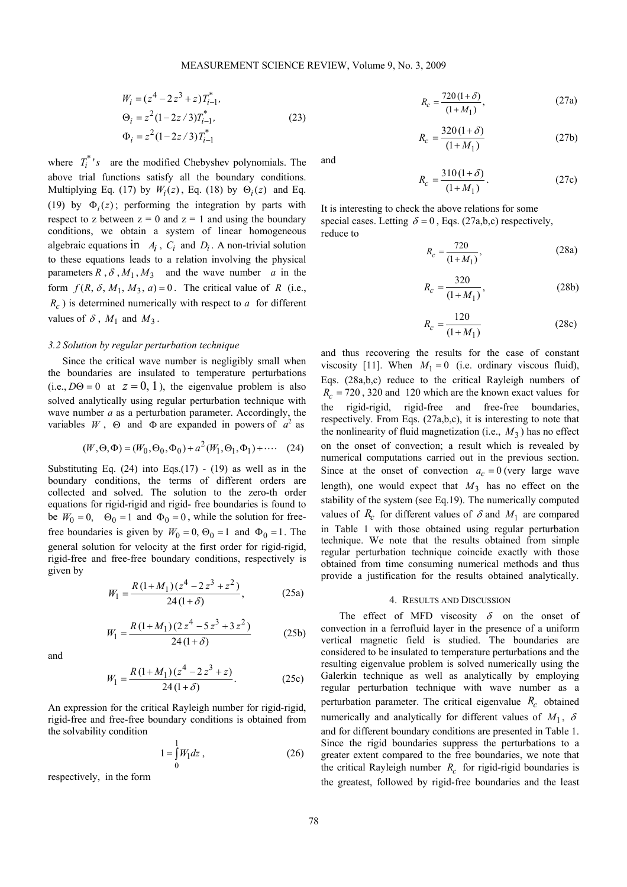$$W_i = (z^4 - 2z^3 + z)T_{i-1}^*,$$
$$\Theta_i = z^2(1 - 2z/3)T_{i-1}^*, \tag{23}$$
$$\Phi_i = z^2(1 - 2z/3)T_{i-1}^*$$

where $T_i^*$'s are the modified Chebyshev polynomials. The above trial functions satisfy all the boundary conditions. Multiplying Eq. (17) by $W_i(z)$, Eq. (18) by $\Theta_i(z)$ and Eq. (19) by $\Phi_i(z)$; performing the integration by parts with respect to z between z = 0 and z = 1 and using the boundary conditions, we obtain a system of linear homogeneous algebraic equations in $A_i$, $C_i$ and $D_i$. A non-trivial solution to these equations leads to a relation involving the physical parameters $R$, $\delta$, $M_1$, $M_3$ and the wave number $a$ in the form $f(R, \delta, M_1, M_3, a) = 0$. The critical value of $R$ (i.e., $R_c$) is determined numerically with respect to $a$ for different values of $\delta$, $M_1$ and $M_3$.

### 3.2 Solution by regular perturbation technique

Since the critical wave number is negligibly small when the boundaries are insulated to temperature perturbations (i.e., $D\Theta = 0$ at $z = 0, 1$), the eigenvalue problem is also solved analytically using regular perturbation technique with wave number $a$ as a perturbation parameter. Accordingly, the variables $W$, $\Theta$ and $\Phi$ are expanded in powers of $a^2$ as

$$(W, \Theta, \Phi) = (W_0, \Theta_0, \Phi_0) + a^2(W_1, \Theta_1, \Phi_1) + \cdots \tag{24}$$

Substituting Eq. (24) into Eqs.(17) - (19) as well as in the boundary conditions, the terms of different orders are collected and solved. The solution to the zero-th order equations for rigid-rigid and rigid- free boundaries is found to be $W_0 = 0$, $\Theta_0 = 1$ and $\Phi_0 = 0$, while the solution for free-free boundaries is given by $W_0 = 0$, $\Theta_0 = 1$ and $\Phi_0 = 1$. The general solution for velocity at the first order for rigid-rigid, rigid-free and free-free boundary conditions, respectively is given by

$$W_1 = \frac{R(1+M_1)(z^4 - 2z^3 + z^2)}{24(1+\delta)}, \tag{25a}$$

$$W_1 = \frac{R(1+M_1)(2z^4 - 5z^3 + 3z^2)}{24(1+\delta)} \tag{25b}$$

and

$$W_1 = \frac{R(1+M_1)(z^4 - 2z^3 + z)}{24(1+\delta)}. \tag{25c}$$

An expression for the critical Rayleigh number for rigid-rigid, rigid-free and free-free boundary conditions is obtained from the solvability condition

$$1 = \int_0^1 W_1 dz, \tag{26}$$

respectively, in the form

$$R_c = \frac{720(1+\delta)}{(1+M_1)}, \tag{27a}$$

$$R_c = \frac{320(1+\delta)}{(1+M_1)} \tag{27b}$$

and

$$R_c = \frac{310(1+\delta)}{(1+M_1)}. \tag{27c}$$

It is interesting to check the above relations for some special cases. Letting $\delta = 0$, Eqs. (27a,b,c) respectively, reduce to

$$R_c = \frac{720}{(1+M_1)}, \tag{28a}$$

$$R_c = \frac{320}{(1+M_1)}, \tag{28b}$$

$$R_c = \frac{120}{(1+M_1)} \tag{28c}$$

and thus recovering the results for the case of constant viscosity [11]. When $M_1 = 0$ (i.e. ordinary viscous fluid), Eqs. (28a,b,c) reduce to the critical Rayleigh numbers of $R_c = 720$, 320 and 120 which are the known exact values for the rigid-rigid, rigid-free and free-free boundaries, respectively. From Eqs. (27a,b,c), it is interesting to note that the nonlinearity of fluid magnetization (i.e., $M_3$) has no effect on the onset of convection; a result which is revealed by numerical computations carried out in the previous section. Since at the onset of convection $a_c = 0$ (very large wave length), one would expect that $M_3$ has no effect on the stability of the system (see Eq.19). The numerically computed values of $R_c$ for different values of $\delta$ and $M_1$ are compared in Table 1 with those obtained using regular perturbation technique. We note that the results obtained from simple regular perturbation technique coincide exactly with those obtained from time consuming numerical methods and thus provide a justification for the results obtained analytically.

## 4. Results and Discussion

The effect of MFD viscosity $\delta$ on the onset of convection in a ferrofluid layer in the presence of a uniform vertical magnetic field is studied. The boundaries are considered to be insulated to temperature perturbations and the resulting eigenvalue problem is solved numerically using the Galerkin technique as well as analytically by employing regular perturbation technique with wave number as a perturbation parameter. The critical eigenvalue $R_c$ obtained numerically and analytically for different values of $M_1$, $\delta$ and for different boundary conditions are presented in Table 1. Since the rigid boundaries suppress the perturbations to a greater extent compared to the free boundaries, we note that the critical Rayleigh number $R_c$ for rigid-rigid boundaries is the greatest, followed by rigid-free boundaries and the least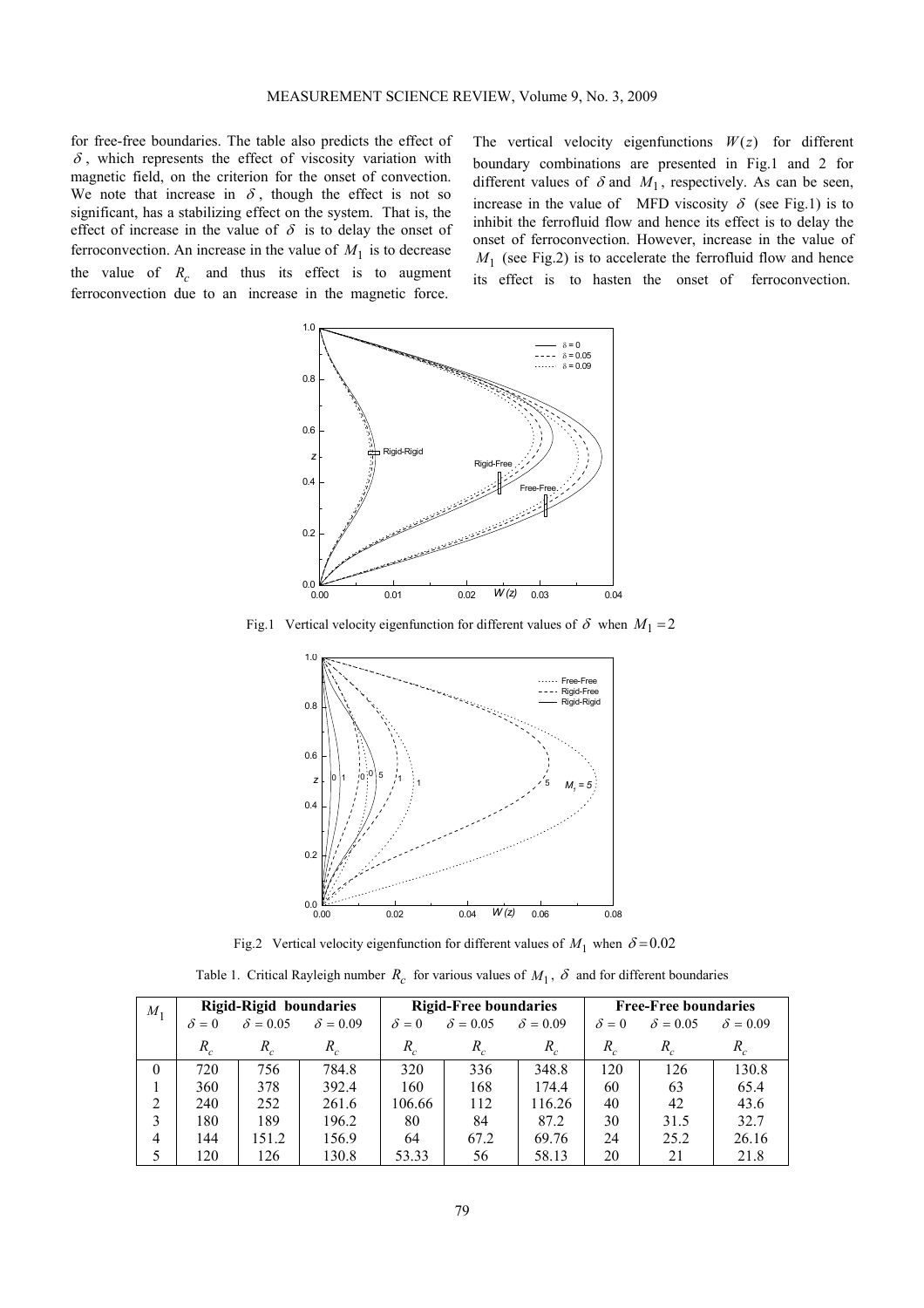for free-free boundaries. The table also predicts the effect of $\delta$, which represents the effect of viscosity variation with magnetic field, on the criterion for the onset of convection. We note that increase in $\delta$, though the effect is not so significant, has a stabilizing effect on the system. That is, the effect of increase in the value of $\delta$ is to delay the onset of ferroconvection. An increase in the value of $M_1$ is to decrease the value of $R_c$ and thus its effect is to augment ferroconvection due to an increase in the magnetic force.

The vertical velocity eigenfunctions $W(z)$ for different boundary combinations are presented in Fig.1 and 2 for different values of $\delta$ and $M_1$, respectively. As can be seen, increase in the value of MFD viscosity $\delta$ (see Fig.1) is to inhibit the ferrofluid flow and hence its effect is to delay the onset of ferroconvection. However, increase in the value of $M_1$ (see Fig.2) is to accelerate the ferrofluid flow and hence its effect is to hasten the onset of ferroconvection.

Fig.1 Vertical velocity eigenfunction for different values of $\delta$ when $M_1 = 2$

Fig.2 Vertical velocity eigenfunction for different values of $M_1$ when $\delta = 0.02$

Table 1. Critical Rayleigh number $R_c$ for various values of $M_1$, $\delta$ and for different boundaries

| $M_1$ | Rigid-Rigid boundaries | | | Rigid-Free boundaries | | | Free-Free boundaries | | |
|---|---|---|---|---|---|---|---|---|---|
| | $\delta = 0$ | $\delta = 0.05$ | $\delta = 0.09$ | $\delta = 0$ | $\delta = 0.05$ | $\delta = 0.09$ | $\delta = 0$ | $\delta = 0.05$ | $\delta = 0.09$ |
| | $R_c$ | $R_c$ | $R_c$ | $R_c$ | $R_c$ | $R_c$ | $R_c$ | $R_c$ | $R_c$ |
| 0 | 720 | 756 | 784.8 | 320 | 336 | 348.8 | 120 | 126 | 130.8 |
| 1 | 360 | 378 | 392.4 | 160 | 168 | 174.4 | 60 | 63 | 65.4 |
| 2 | 240 | 252 | 261.6 | 106.66 | 112 | 116.26 | 40 | 42 | 43.6 |
| 3 | 180 | 189 | 196.2 | 80 | 84 | 87.2 | 30 | 31.5 | 32.7 |
| 4 | 144 | 151.2 | 156.9 | 64 | 67.2 | 69.76 | 24 | 25.2 | 26.16 |
| 5 | 120 | 126 | 130.8 | 53.33 | 56 | 58.13 | 20 | 21 | 21.8 |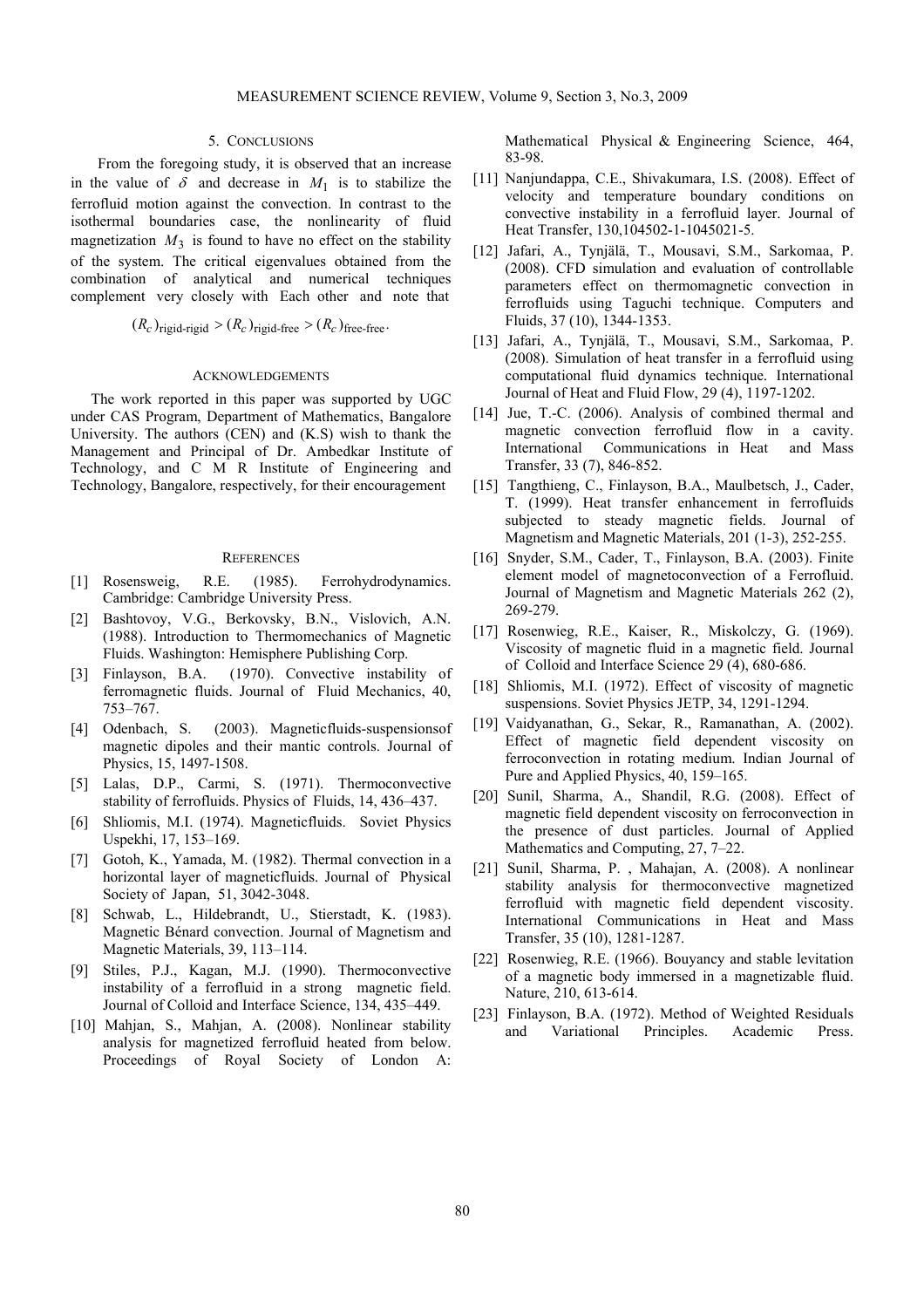## 5. CONCLUSIONS

From the foregoing study, it is observed that an increase in the value of $\delta$ and decrease in $M_1$ is to stabilize the ferrofluid motion against the convection. In contrast to the isothermal boundaries case, the nonlinearity of fluid magnetization $M_3$ is found to have no effect on the stability of the system. The critical eigenvalues obtained from the combination of analytical and numerical techniques complement very closely with Each other and note that

$$(R_c)_{\text{rigid-rigid}} > (R_c)_{\text{rigid-free}} > (R_c)_{\text{free-free}}.$$

## ACKNOWLEDGEMENTS

The work reported in this paper was supported by UGC under CAS Program, Department of Mathematics, Bangalore University. The authors (CEN) and (K.S) wish to thank the Management and Principal of Dr. Ambedkar Institute of Technology, and C M R Institute of Engineering and Technology, Bangalore, respectively, for their encouragement

## REFERENCES

[1] Rosensweig, R.E. (1985). Ferrohydrodynamics. Cambridge: Cambridge University Press.

[2] Bashtovoy, V.G., Berkovsky, B.N., Vislovich, A.N. (1988). Introduction to Thermomechanics of Magnetic Fluids. Washington: Hemisphere Publishing Corp.

[3] Finlayson, B.A. (1970). Convective instability of ferromagnetic fluids. Journal of Fluid Mechanics, 40, 753–767.

[4] Odenbach, S. (2003). Magneticfluids-suspensionsof magnetic dipoles and their mantic controls. Journal of Physics, 15, 1497-1508.

[5] Lalas, D.P., Carmi, S. (1971). Thermoconvective stability of ferrofluids. Physics of Fluids, 14, 436–437.

[6] Shliomis, M.I. (1974). Magneticfluids. Soviet Physics Uspekhi, 17, 153–169.

[7] Gotoh, K., Yamada, M. (1982). Thermal convection in a horizontal layer of magneticfluids. Journal of Physical Society of Japan, 51, 3042-3048.

[8] Schwab, L., Hildebrandt, U., Stierstadt, K. (1983). Magnetic Bénard convection. Journal of Magnetism and Magnetic Materials, 39, 113–114.

[9] Stiles, P.J., Kagan, M.J. (1990). Thermoconvective instability of a ferrofluid in a strong magnetic field. Journal of Colloid and Interface Science, 134, 435–449.

[10] Mahjan, S., Mahjan, A. (2008). Nonlinear stability analysis for magnetized ferrofluid heated from below. Proceedings of Royal Society of London A: Mathematical Physical & Engineering Science, 464, 83-98.

[11] Nanjundappa, C.E., Shivakumara, I.S. (2008). Effect of velocity and temperature boundary conditions on convective instability in a ferrofluid layer. Journal of Heat Transfer, 130,104502-1-1045021-5.

[12] Jafari, A., Tynjälä, T., Mousavi, S.M., Sarkomaa, P. (2008). CFD simulation and evaluation of controllable parameters effect on thermomagnetic convection in ferrofluids using Taguchi technique. Computers and Fluids, 37 (10), 1344-1353.

[13] Jafari, A., Tynjälä, T., Mousavi, S.M., Sarkomaa, P. (2008). Simulation of heat transfer in a ferrofluid using computational fluid dynamics technique. International Journal of Heat and Fluid Flow, 29 (4), 1197-1202.

[14] Jue, T.-C. (2006). Analysis of combined thermal and magnetic convection ferrofluid flow in a cavity. International Communications in Heat and Mass Transfer, 33 (7), 846-852.

[15] Tangthieng, C., Finlayson, B.A., Maulbetsch, J., Cader, T. (1999). Heat transfer enhancement in ferrofluids subjected to steady magnetic fields. Journal of Magnetism and Magnetic Materials, 201 (1-3), 252-255.

[16] Snyder, S.M., Cader, T., Finlayson, B.A. (2003). Finite element model of magnetoconvection of a Ferrofluid. Journal of Magnetism and Magnetic Materials 262 (2), 269-279.

[17] Rosenwieg, R.E., Kaiser, R., Miskolczy, G. (1969). Viscosity of magnetic fluid in a magnetic field. Journal of Colloid and Interface Science 29 (4), 680-686.

[18] Shliomis, M.I. (1972). Effect of viscosity of magnetic suspensions. Soviet Physics JETP, 34, 1291-1294.

[19] Vaidyanathan, G., Sekar, R., Ramanathan, A. (2002). Effect of magnetic field dependent viscosity on ferroconvection in rotating medium. Indian Journal of Pure and Applied Physics, 40, 159–165.

[20] Sunil, Sharma, A., Shandil, R.G. (2008). Effect of magnetic field dependent viscosity on ferroconvection in the presence of dust particles. Journal of Applied Mathematics and Computing, 27, 7–22.

[21] Sunil, Sharma, P. , Mahajan, A. (2008). A nonlinear stability analysis for thermoconvective magnetized ferrofluid with magnetic field dependent viscosity. International Communications in Heat and Mass Transfer, 35 (10), 1281-1287.

[22] Rosenwieg, R.E. (1966). Bouyancy and stable levitation of a magnetic body immersed in a magnetizable fluid. Nature, 210, 613-614.

[23] Finlayson, B.A. (1972). Method of Weighted Residuals and Variational Principles. Academic Press.